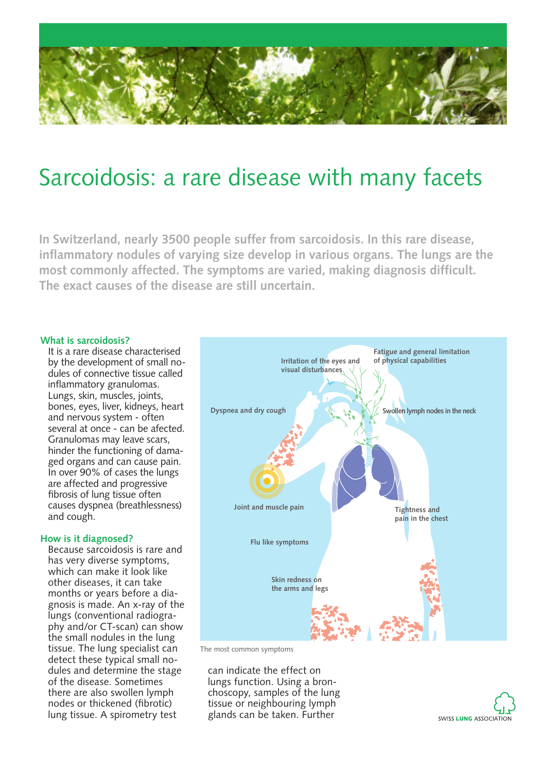# Sarcoidosis: a rare disease with many facets

**In Switzerland, nearly 3500 people suffer from sarcoidosis. In this rare disease, inflammatory nodules of varying size develop in various organs. The lungs are the most commonly affected. The symptoms are varied, making diagnosis difficult. The exact causes of the disease are still uncertain.**

## What is sarcoidosis?

It is a rare disease characterised by the development of small nodules of connective tissue called inflammatory granulomas. Lungs, skin, muscles, joints, bones, eyes, liver, kidneys, heart and nervous system - often several at once - can be afected. Granulomas may leave scars, hinder the functioning of damaged organs and can cause pain. In over 90% of cases the lungs are affected and progressive fibrosis of lung tissue often causes dyspnea (breathlessness) and cough.

## How is it diagnosed?

Because sarcoidosis is rare and has very diverse symptoms, which can make it look like other diseases, it can take months or years before a diagnosis is made. An x-ray of the lungs (conventional radiography and/or CT-scan) can show the small nodules in the lung tissue. The lung specialist can detect these typical small nodules and determine the stage of the disease. Sometimes there are also swollen lymph nodes or thickened (fibrotic) lung tissue. A spirometry test can indicate the effect on lungs function. Using a bronchoscopy, samples of the lung tissue or neighbouring lymph glands can be taken. Further

Irritation of the eyes and visual disturbances

Fatigue and general limitation of physical capabilities

Dyspnea and dry cough

Swollen lymph nodes in the neck

Joint and muscle pain

Tightness and pain in the chest

Flu like symptoms

Skin redness on the arms and legs

The most common symptoms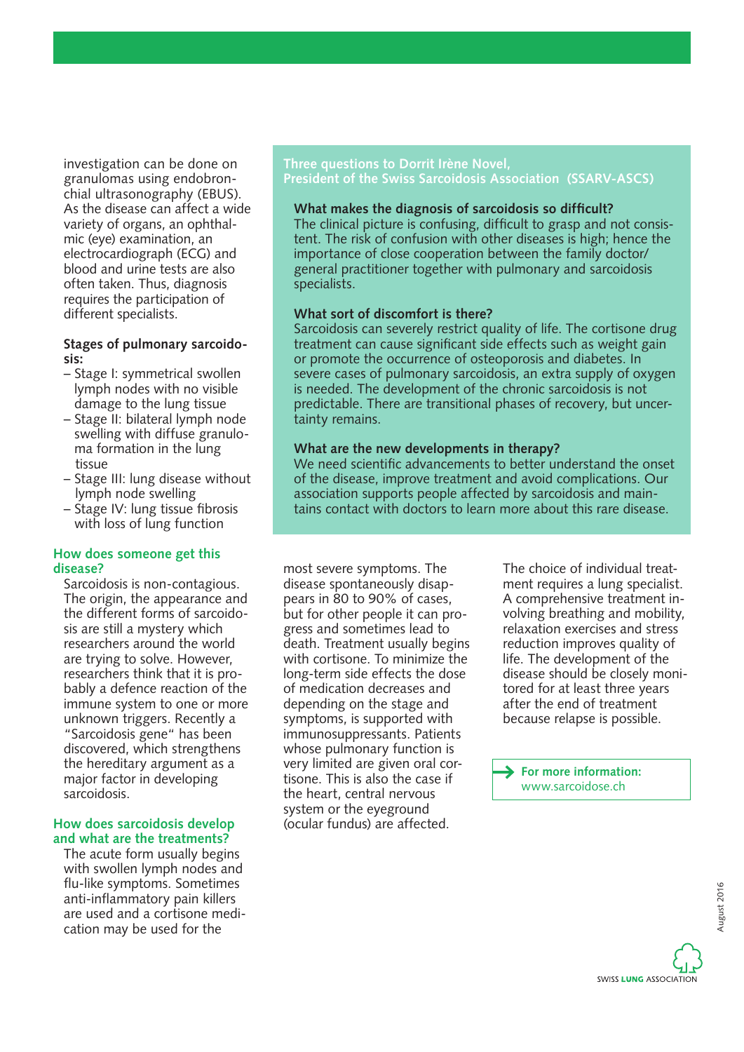investigation can be done on granulomas using endobronchial ultrasonography (EBUS). As the disease can affect a wide variety of organs, an ophthalmic (eye) examination, an electrocardiograph (ECG) and blood and urine tests are also often taken. Thus, diagnosis requires the participation of different specialists.

**Stages of pulmonary sarcoidosis:**

- Stage I: symmetrical swollen lymph nodes with no visible damage to the lung tissue
- Stage II: bilateral lymph node swelling with diffuse granuloma formation in the lung tissue
- Stage III: lung disease without lymph node swelling
- Stage IV: lung tissue fibrosis with loss of lung function

### How does someone get this disease?

Sarcoidosis is non-contagious. The origin, the appearance and the different forms of sarcoidosis are still a mystery which researchers around the world are trying to solve. However, researchers think that it is probably a defence reaction of the immune system to one or more unknown triggers. Recently a "Sarcoidosis gene" has been discovered, which strengthens the hereditary argument as a major factor in developing sarcoidosis.

### How does sarcoidosis develop and what are the treatments?

The acute form usually begins with swollen lymph nodes and flu-like symptoms. Sometimes anti-inflammatory pain killers are used and a cortisone medication may be used for the most severe symptoms. The disease spontaneously disappears in 80 to 90% of cases, but for other people it can progress and sometimes lead to death. Treatment usually begins with cortisone. To minimize the long-term side effects the dose of medication decreases and depending on the stage and symptoms, is supported with immunosuppressants. Patients whose pulmonary function is very limited are given oral cortisone. This is also the case if the heart, central nervous system or the eyeground (ocular fundus) are affected.

The choice of individual treatment requires a lung specialist. A comprehensive treatment involving breathing and mobility, relaxation exercises and stress reduction improves quality of life. The development of the disease should be closely monitored for at least three years after the end of treatment because relapse is possible.

**For more information:**
www.sarcoidose.ch

### Three questions to Dorrit Irène Novel, President of the Swiss Sarcoidosis Association (SSARV-ASCS)

**What makes the diagnosis of sarcoidosis so difficult?**
The clinical picture is confusing, difficult to grasp and not consistent. The risk of confusion with other diseases is high; hence the importance of close cooperation between the family doctor/general practitioner together with pulmonary and sarcoidosis specialists.

**What sort of discomfort is there?**
Sarcoidosis can severely restrict quality of life. The cortisone drug treatment can cause significant side effects such as weight gain or promote the occurrence of osteoporosis and diabetes. In severe cases of pulmonary sarcoidosis, an extra supply of oxygen is needed. The development of the chronic sarcoidosis is not predictable. There are transitional phases of recovery, but uncertainty remains.

**What are the new developments in therapy?**
We need scientific advancements to better understand the onset of the disease, improve treatment and avoid complications. Our association supports people affected by sarcoidosis and maintains contact with doctors to learn more about this rare disease.

August 2016

SWISS LUNG ASSOCIATION